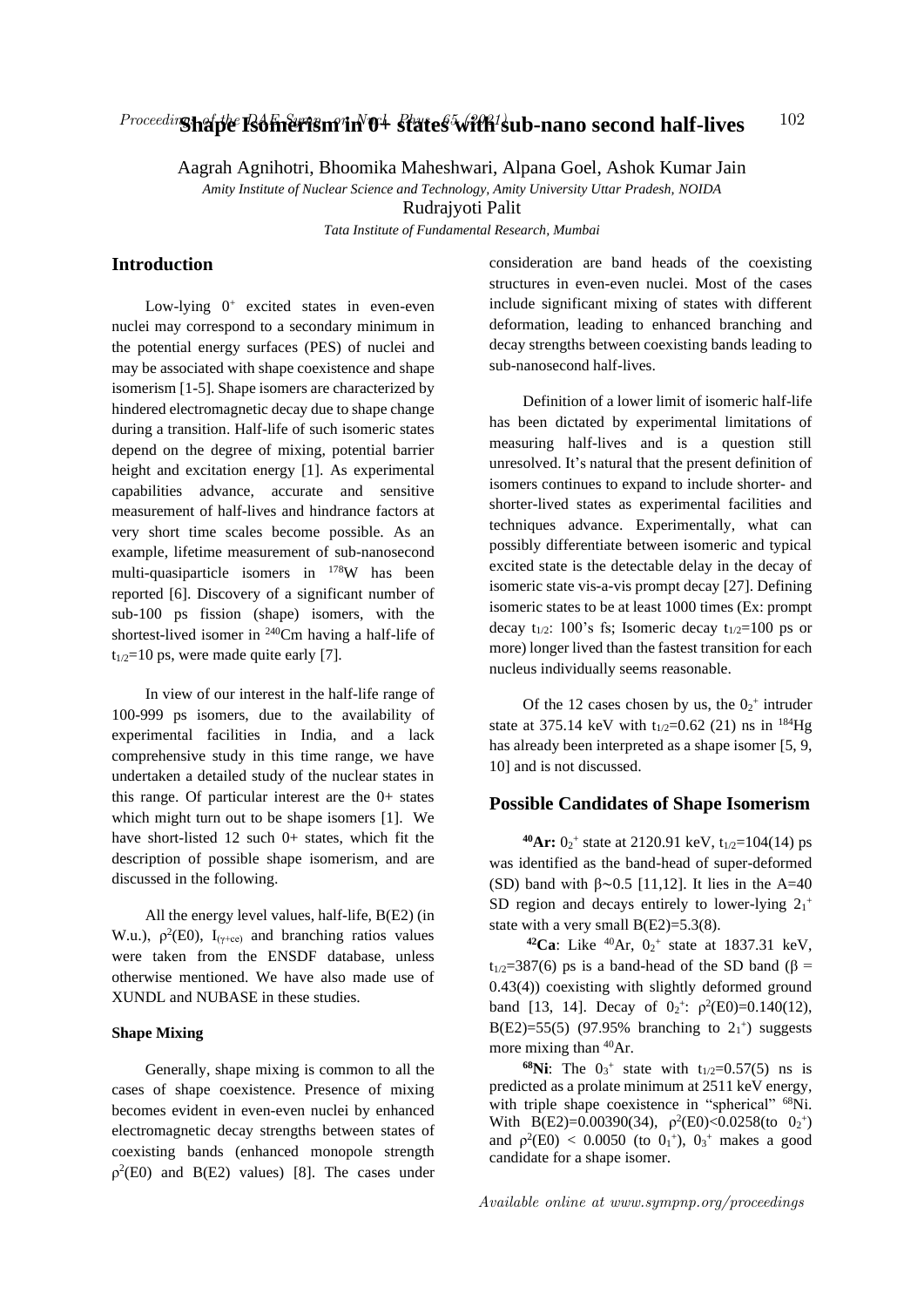# Shape Isomerism in 0+ states with sub-nano second half-lives

Aagrah Agnihotri, Bhoomika Maheshwari, Alpana Goel, Ashok Kumar Jain

*Amity Institute of Nuclear Science and Technology, Amity University Uttar Pradesh, NOIDA*

Rudrajyoti Palit

*Tata Institute of Fundamental Research, Mumbai*

## Introduction

Low-lying $0^+$ excited states in even-even nuclei may correspond to a secondary minimum in the potential energy surfaces (PES) of nuclei and may be associated with shape coexistence and shape isomerism [1-5]. Shape isomers are characterized by hindered electromagnetic decay due to shape change during a transition. Half-life of such isomeric states depend on the degree of mixing, potential barrier height and excitation energy [1]. As experimental capabilities advance, accurate and sensitive measurement of half-lives and hindrance factors at very short time scales become possible. As an example, lifetime measurement of sub-nanosecond multi-quasiparticle isomers in $^{178}$W has been reported [6]. Discovery of a significant number of sub-100 ps fission (shape) isomers, with the shortest-lived isomer in $^{240}$Cm having a half-life of $t_{1/2}$=10 ps, were made quite early [7].

In view of our interest in the half-life range of 100-999 ps isomers, due to the availability of experimental facilities in India, and a lack comprehensive study in this time range, we have undertaken a detailed study of the nuclear states in this range. Of particular interest are the 0+ states which might turn out to be shape isomers [1]. We have short-listed 12 such 0+ states, which fit the description of possible shape isomerism, and are discussed in the following.

All the energy level values, half-life, B(E2) (in W.u.), $\rho^2$(E0), $I_{(\gamma+ce)}$ and branching ratios values were taken from the ENSDF database, unless otherwise mentioned. We have also made use of XUNDL and NUBASE in these studies.

#### Shape Mixing

Generally, shape mixing is common to all the cases of shape coexistence. Presence of mixing becomes evident in even-even nuclei by enhanced electromagnetic decay strengths between states of coexisting bands (enhanced monopole strength $\rho^2$(E0) and B(E2) values) [8]. The cases under consideration are band heads of the coexisting structures in even-even nuclei. Most of the cases include significant mixing of states with different deformation, leading to enhanced branching and decay strengths between coexisting bands leading to sub-nanosecond half-lives.

Definition of a lower limit of isomeric half-life has been dictated by experimental limitations of measuring half-lives and is a question still unresolved. It's natural that the present definition of isomers continues to expand to include shorter- and shorter-lived states as experimental facilities and techniques advance. Experimentally, what can possibly differentiate between isomeric and typical excited state is the detectable delay in the decay of isomeric state vis-a-vis prompt decay [27]. Defining isomeric states to be at least 1000 times (Ex: prompt decay $t_{1/2}$: 100's fs; Isomeric decay $t_{1/2}$=100 ps or more) longer lived than the fastest transition for each nucleus individually seems reasonable.

Of the 12 cases chosen by us, the $0_2^+$ intruder state at 375.14 keV with $t_{1/2}$=0.62 (21) ns in $^{184}$Hg has already been interpreted as a shape isomer [5, 9, 10] and is not discussed.

## Possible Candidates of Shape Isomerism

**$^{40}$Ar:** $0_2^+$ state at 2120.91 keV, $t_{1/2}$=104(14) ps was identified as the band-head of super-deformed (SD) band with $\beta$~0.5 [11,12]. It lies in the A=40 SD region and decays entirely to lower-lying $2_1^+$ state with a very small B(E2)=5.3(8).

**$^{42}$Ca**: Like $^{40}$Ar, $0_2^+$ state at 1837.31 keV, $t_{1/2}$=387(6) ps is a band-head of the SD band ($\beta$ = 0.43(4)) coexisting with slightly deformed ground band [13, 14]. Decay of $0_2^+$: $\rho^2$(E0)=0.140(12), B(E2)=55(5) (97.95% branching to $2_1^+$) suggests more mixing than $^{40}$Ar.

**$^{68}$Ni**: The $0_3^+$ state with $t_{1/2}$=0.57(5) ns is predicted as a prolate minimum at 2511 keV energy, with triple shape coexistence in "spherical" $^{68}$Ni. With B(E2)=0.00390(34), $\rho^2$(E0)<0.0258(to $0_2^+$) and $\rho^2$(E0) < 0.0050 (to $0_1^+$), $0_3^+$ makes a good candidate for a shape isomer.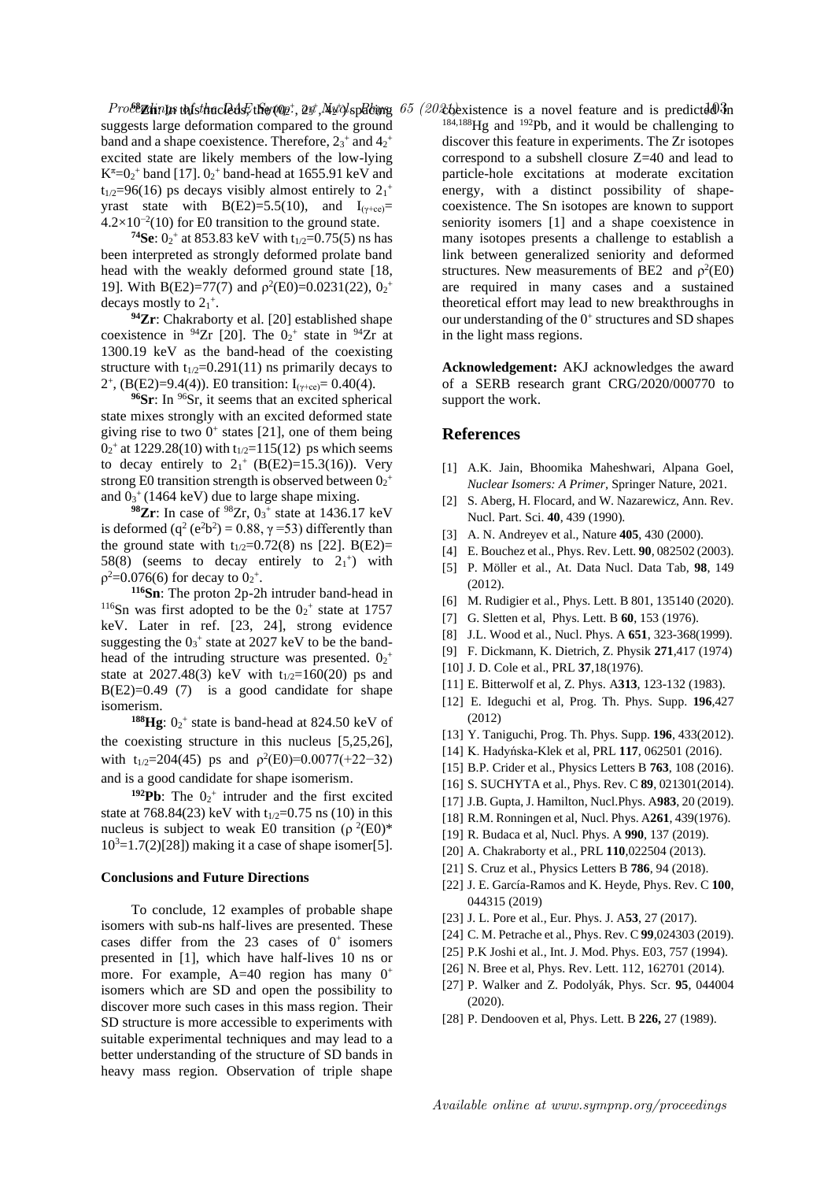**$^{68}$Zn**: In this nucleus, the $0_2^+$, $2_3^+$, $4_2^+$ spacing suggests large deformation compared to the ground band and a shape coexistence. Therefore, $2_3^+$ and $4_2^+$ excited state are likely members of the low-lying $K^\pi=0_2^+$ band [17]. $0_2^+$ band-head at 1655.91 keV and $t_{1/2}$=96(16) ps decays visibly almost entirely to $2_1^+$ yrast state with B(E2)=5.5(10), and $I_{(\gamma+ce)}$= $4.2\times10^{-2}$(10) for E0 transition to the ground state.

**$^{74}$Se**: $0_2^+$ at 853.83 keV with $t_{1/2}$=0.75(5) ns has been interpreted as strongly deformed prolate band head with the weakly deformed ground state [18, 19]. With B(E2)=77(7) and $\rho^2$(E0)=0.0231(22), $0_2^+$ decays mostly to $2_1^+$.

**$^{94}$Zr**: Chakraborty et al. [20] established shape coexistence in $^{94}$Zr [20]. The $0_2^+$ state in $^{94}$Zr at 1300.19 keV as the band-head of the coexisting structure with $t_{1/2}$=0.291(11) ns primarily decays to $2^+$, (B(E2)=9.4(4)). E0 transition: $I_{(\gamma+ce)}$= 0.40(4).

**$^{96}$Sr**: In $^{96}$Sr, it seems that an excited spherical state mixes strongly with an excited deformed state giving rise to two $0^+$ states [21], one of them being $0_2^+$ at 1229.28(10) with $t_{1/2}$=115(12) ps which seems to decay entirely to $2_1^+$ (B(E2)=15.3(16)). Very strong E0 transition strength is observed between $0_2^+$ and $0_3^+$ (1464 keV) due to large shape mixing.

**$^{98}$Zr**: In case of $^{98}$Zr, $0_3^+$ state at 1436.17 keV is deformed ($q^2$ ($e^2b^2$) = 0.88, $\gamma$ =53) differently than the ground state with $t_{1/2}$=0.72(8) ns [22]. B(E2)= 58(8) (seems to decay entirely to $2_1^+$) with $\rho^2$=0.076(6) for decay to $0_2^+$.

**$^{116}$Sn**: The proton 2p-2h intruder band-head in $^{116}$Sn was first adopted to be the $0_2^+$ state at 1757 keV. Later in ref. [23, 24], strong evidence suggesting the $0_3^+$ state at 2027 keV to be the band-head of the intruding structure was presented. $0_2^+$ state at 2027.48(3) keV with $t_{1/2}$=160(20) ps and B(E2)=0.49 (7) is a good candidate for shape isomerism.

**$^{188}$Hg**: $0_2^+$ state is band-head at 824.50 keV of the coexisting structure in this nucleus [5,25,26], with $t_{1/2}$=204(45) ps and $\rho^2$(E0)=0.0077(+22−32) and is a good candidate for shape isomerism.

**$^{192}$Pb**: The $0_2^+$ intruder and the first excited state at 768.84(23) keV with $t_{1/2}$=0.75 ns (10) in this nucleus is subject to weak E0 transition ($\rho^2$(E0)* $10^3$=1.7(2)[28]) making it a case of shape isomer[5].

## Conclusions and Future Directions

To conclude, 12 examples of probable shape isomers with sub-ns half-lives are presented. These cases differ from the 23 cases of $0^+$ isomers presented in [1], which have half-lives 10 ns or more. For example, A=40 region has many $0^+$ isomers which are SD and open the possibility to discover more such cases in this mass region. Their SD structure is more accessible to experiments with suitable experimental techniques and may lead to a better understanding of the structure of SD bands in heavy mass region. Observation of triple shape coexistence is a novel feature and is predicted in $^{184,188}$Hg and $^{192}$Pb, and it would be challenging to discover this feature in experiments. The Zr isotopes correspond to a subshell closure Z=40 and lead to particle-hole excitations at moderate excitation energy, with a distinct possibility of shape-coexistence. The Sn isotopes are known to support seniority isomers [1] and a shape coexistence in many isotopes presents a challenge to establish a link between generalized seniority and deformed structures. New measurements of BE2 and $\rho^2$(E0) are required in many cases and a sustained theoretical effort may lead to new breakthroughs in our understanding of the $0^+$ structures and SD shapes in the light mass regions.

**Acknowledgement:** AKJ acknowledges the award of a SERB research grant CRG/2020/000770 to support the work.

## References

[1] A.K. Jain, Bhoomika Maheshwari, Alpana Goel, *Nuclear Isomers: A Primer*, Springer Nature, 2021.

[2] S. Aberg, H. Flocard, and W. Nazarewicz, Ann. Rev. Nucl. Part. Sci. **40**, 439 (1990).

[3] A. N. Andreyev et al., Nature **405**, 430 (2000).

[4] E. Bouchez et al., Phys. Rev. Lett. **90**, 082502 (2003).

[5] P. Möller et al., At. Data Nucl. Data Tab, **98**, 149 (2012).

[6] M. Rudigier et al., Phys. Lett. B 801, 135140 (2020).

[7] G. Sletten et al, Phys. Lett. B **60**, 153 (1976).

[8] J.L. Wood et al., Nucl. Phys. A **651**, 323-368(1999).

[9] F. Dickmann, K. Dietrich, Z. Physik **271**,417 (1974)

[10] J. D. Cole et al., PRL **37**,18(1976).

[11] E. Bitterwolf et al, Z. Phys. A**313**, 123-132 (1983).

[12] E. Ideguchi et al, Prog. Th. Phys. Supp. **196**,427 (2012)

[13] Y. Taniguchi, Prog. Th. Phys. Supp. **196**, 433(2012).

[14] K. Hadyńska-Klek et al, PRL **117**, 062501 (2016).

[15] B.P. Crider et al., Physics Letters B **763**, 108 (2016).

[16] S. SUCHYTA et al., Phys. Rev. C **89**, 021301(2014).

[17] J.B. Gupta, J. Hamilton, Nucl.Phys. A**983**, 20 (2019).

[18] R.M. Ronningen et al, Nucl. Phys. A**261**, 439(1976).

[19] R. Budaca et al, Nucl. Phys. A **990**, 137 (2019).

[20] A. Chakraborty et al., PRL **110**,022504 (2013).

[21] S. Cruz et al., Physics Letters B **786**, 94 (2018).

[22] J. E. García-Ramos and K. Heyde, Phys. Rev. C **100**, 044315 (2019)

[23] J. L. Pore et al., Eur. Phys. J. A**53**, 27 (2017).

[24] C. M. Petrache et al., Phys. Rev. C **99**,024303 (2019).

[25] P.K Joshi et al., Int. J. Mod. Phys. E03, 757 (1994).

[26] N. Bree et al, Phys. Rev. Lett. 112, 162701 (2014).

[27] P. Walker and Z. Podolyák, Phys. Scr. **95**, 044004 (2020).

[28] P. Dendooven et al, Phys. Lett. B **226,** 27 (1989).